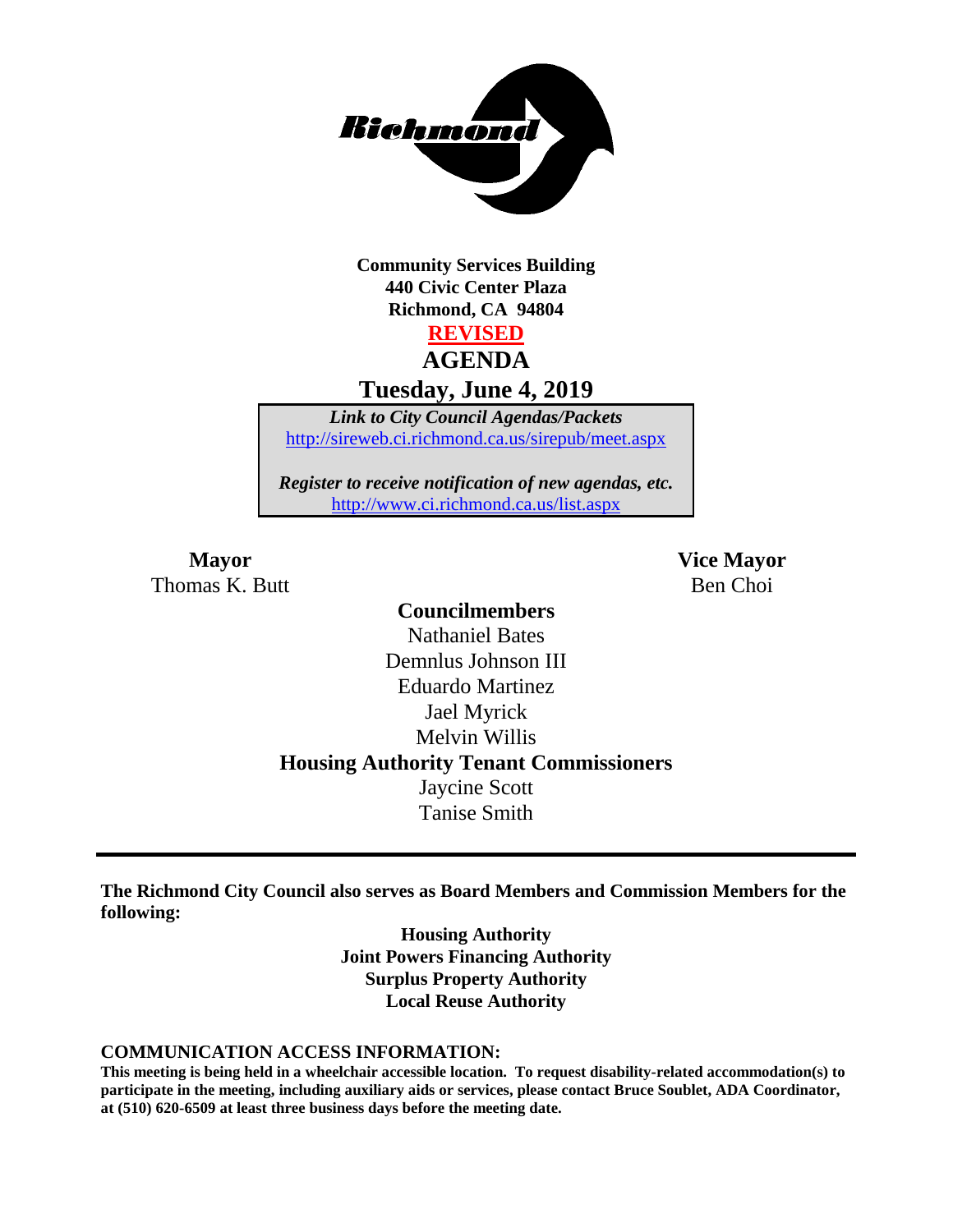**Community Services Building**
**440 Civic Center Plaza**
**Richmond, CA 94804**

**REVISED**

# AGENDA

## Tuesday, June 4, 2019

*Link to City Council Agendas/Packets*
http://sireweb.ci.richmond.ca.us/sirepub/meet.aspx

*Register to receive notification of new agendas, etc.*
http://www.ci.richmond.ca.us/list.aspx

**Mayor**
Thomas K. Butt

**Vice Mayor**
Ben Choi

**Councilmembers**
Nathaniel Bates
Demnlus Johnson III
Eduardo Martinez
Jael Myrick
Melvin Willis

**Housing Authority Tenant Commissioners**
Jaycine Scott
Tanise Smith

---

**The Richmond City Council also serves as Board Members and Commission Members for the following:**

**Housing Authority**
**Joint Powers Financing Authority**
**Surplus Property Authority**
**Local Reuse Authority**

**COMMUNICATION ACCESS INFORMATION:**

**This meeting is being held in a wheelchair accessible location. To request disability-related accommodation(s) to participate in the meeting, including auxiliary aids or services, please contact Bruce Soublet, ADA Coordinator, at (510) 620-6509 at least three business days before the meeting date.**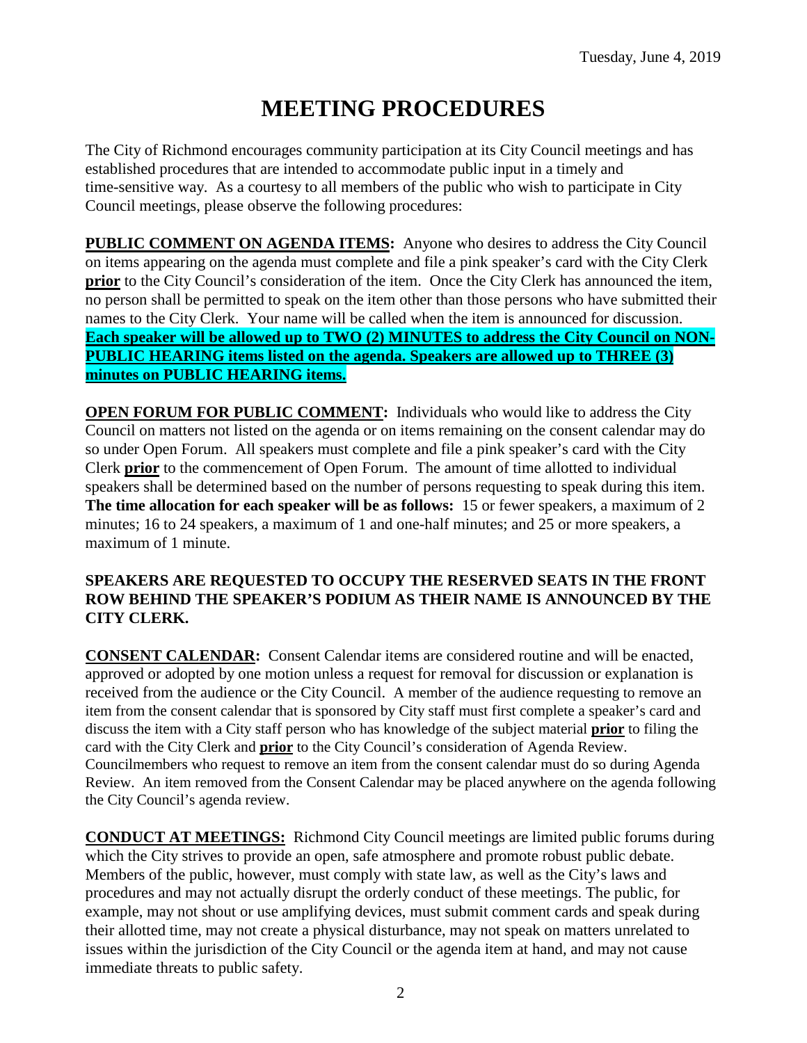Tuesday, June 4, 2019

# MEETING PROCEDURES

The City of Richmond encourages community participation at its City Council meetings and has established procedures that are intended to accommodate public input in a timely and time-sensitive way. As a courtesy to all members of the public who wish to participate in City Council meetings, please observe the following procedures:

**PUBLIC COMMENT ON AGENDA ITEMS:** Anyone who desires to address the City Council on items appearing on the agenda must complete and file a pink speaker's card with the City Clerk **prior** to the City Council's consideration of the item. Once the City Clerk has announced the item, no person shall be permitted to speak on the item other than those persons who have submitted their names to the City Clerk. Your name will be called when the item is announced for discussion. **Each speaker will be allowed up to TWO (2) MINUTES to address the City Council on NON-PUBLIC HEARING items listed on the agenda. Speakers are allowed up to THREE (3) minutes on PUBLIC HEARING items.**

**OPEN FORUM FOR PUBLIC COMMENT:** Individuals who would like to address the City Council on matters not listed on the agenda or on items remaining on the consent calendar may do so under Open Forum. All speakers must complete and file a pink speaker's card with the City Clerk **prior** to the commencement of Open Forum. The amount of time allotted to individual speakers shall be determined based on the number of persons requesting to speak during this item. **The time allocation for each speaker will be as follows:** 15 or fewer speakers, a maximum of 2 minutes; 16 to 24 speakers, a maximum of 1 and one-half minutes; and 25 or more speakers, a maximum of 1 minute.

**SPEAKERS ARE REQUESTED TO OCCUPY THE RESERVED SEATS IN THE FRONT ROW BEHIND THE SPEAKER'S PODIUM AS THEIR NAME IS ANNOUNCED BY THE CITY CLERK.**

**CONSENT CALENDAR:** Consent Calendar items are considered routine and will be enacted, approved or adopted by one motion unless a request for removal for discussion or explanation is received from the audience or the City Council. A member of the audience requesting to remove an item from the consent calendar that is sponsored by City staff must first complete a speaker's card and discuss the item with a City staff person who has knowledge of the subject material **prior** to filing the card with the City Clerk and **prior** to the City Council's consideration of Agenda Review. Councilmembers who request to remove an item from the consent calendar must do so during Agenda Review. An item removed from the Consent Calendar may be placed anywhere on the agenda following the City Council's agenda review.

**CONDUCT AT MEETINGS:** Richmond City Council meetings are limited public forums during which the City strives to provide an open, safe atmosphere and promote robust public debate. Members of the public, however, must comply with state law, as well as the City's laws and procedures and may not actually disrupt the orderly conduct of these meetings. The public, for example, may not shout or use amplifying devices, must submit comment cards and speak during their allotted time, may not create a physical disturbance, may not speak on matters unrelated to issues within the jurisdiction of the City Council or the agenda item at hand, and may not cause immediate threats to public safety.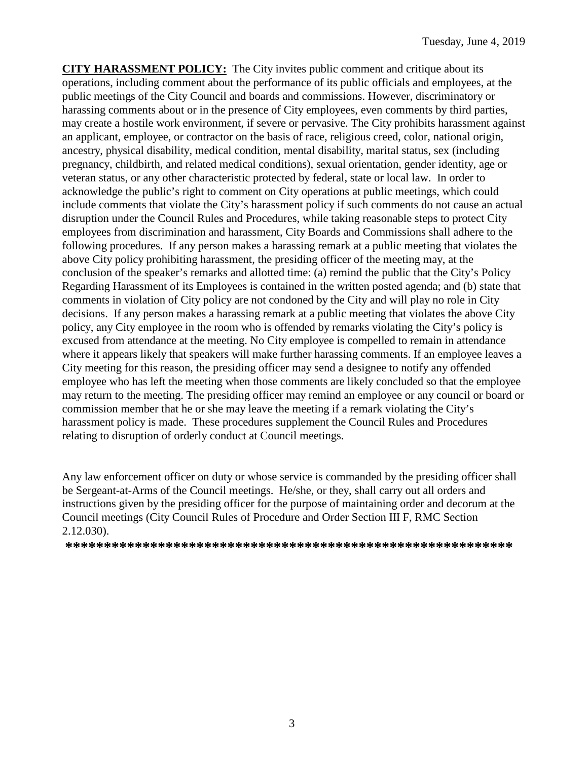**CITY HARASSMENT POLICY:** The City invites public comment and critique about its operations, including comment about the performance of its public officials and employees, at the public meetings of the City Council and boards and commissions. However, discriminatory or harassing comments about or in the presence of City employees, even comments by third parties, may create a hostile work environment, if severe or pervasive. The City prohibits harassment against an applicant, employee, or contractor on the basis of race, religious creed, color, national origin, ancestry, physical disability, medical condition, mental disability, marital status, sex (including pregnancy, childbirth, and related medical conditions), sexual orientation, gender identity, age or veteran status, or any other characteristic protected by federal, state or local law. In order to acknowledge the public's right to comment on City operations at public meetings, which could include comments that violate the City's harassment policy if such comments do not cause an actual disruption under the Council Rules and Procedures, while taking reasonable steps to protect City employees from discrimination and harassment, City Boards and Commissions shall adhere to the following procedures. If any person makes a harassing remark at a public meeting that violates the above City policy prohibiting harassment, the presiding officer of the meeting may, at the conclusion of the speaker's remarks and allotted time: (a) remind the public that the City's Policy Regarding Harassment of its Employees is contained in the written posted agenda; and (b) state that comments in violation of City policy are not condoned by the City and will play no role in City decisions. If any person makes a harassing remark at a public meeting that violates the above City policy, any City employee in the room who is offended by remarks violating the City's policy is excused from attendance at the meeting. No City employee is compelled to remain in attendance where it appears likely that speakers will make further harassing comments. If an employee leaves a City meeting for this reason, the presiding officer may send a designee to notify any offended employee who has left the meeting when those comments are likely concluded so that the employee may return to the meeting. The presiding officer may remind an employee or any council or board or commission member that he or she may leave the meeting if a remark violating the City's harassment policy is made. These procedures supplement the Council Rules and Procedures relating to disruption of orderly conduct at Council meetings.

Any law enforcement officer on duty or whose service is commanded by the presiding officer shall be Sergeant-at-Arms of the Council meetings. He/she, or they, shall carry out all orders and instructions given by the presiding officer for the purpose of maintaining order and decorum at the Council meetings (City Council Rules of Procedure and Order Section III F, RMC Section 2.12.030).

**********************************************************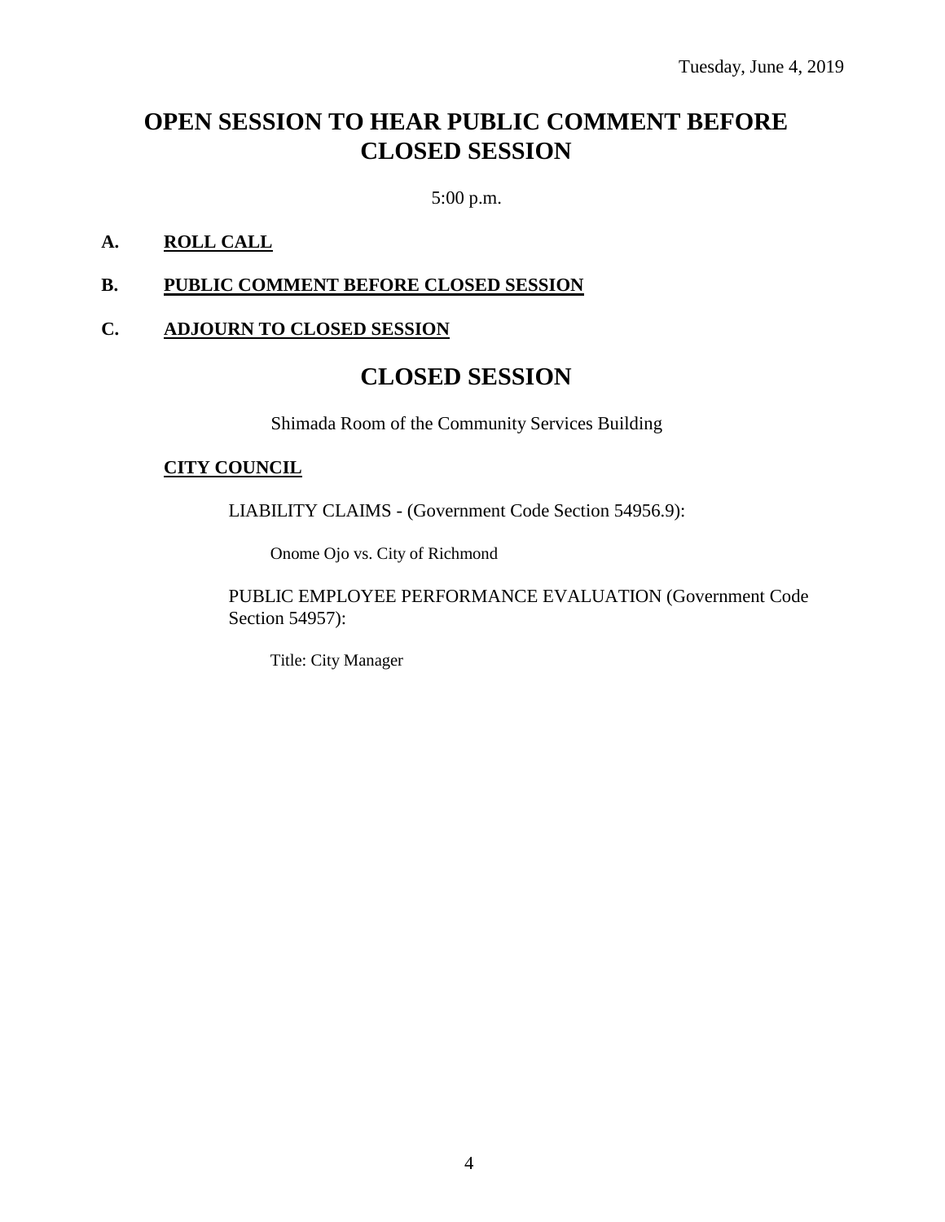Tuesday, June 4, 2019

# OPEN SESSION TO HEAR PUBLIC COMMENT BEFORE CLOSED SESSION

5:00 p.m.

**A. ROLL CALL**

**B. PUBLIC COMMENT BEFORE CLOSED SESSION**

**C. ADJOURN TO CLOSED SESSION**

# CLOSED SESSION

Shimada Room of the Community Services Building

**CITY COUNCIL**

LIABILITY CLAIMS - (Government Code Section 54956.9):

Onome Ojo vs. City of Richmond

PUBLIC EMPLOYEE PERFORMANCE EVALUATION (Government Code Section 54957):

Title: City Manager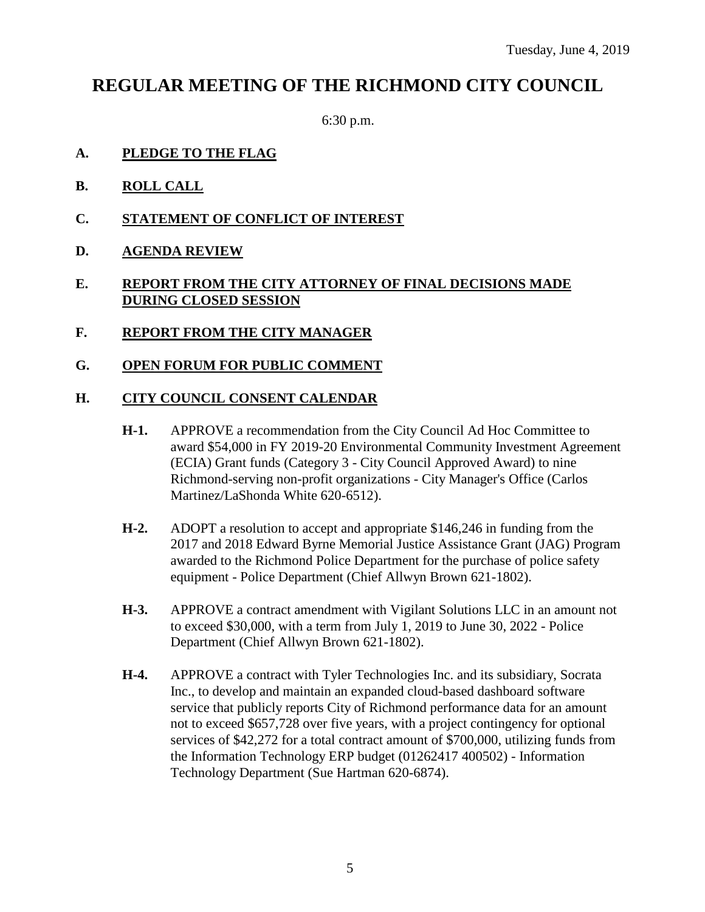Tuesday, June 4, 2019

# REGULAR MEETING OF THE RICHMOND CITY COUNCIL

6:30 p.m.

**A. PLEDGE TO THE FLAG**

**B. ROLL CALL**

**C. STATEMENT OF CONFLICT OF INTEREST**

**D. AGENDA REVIEW**

**E. REPORT FROM THE CITY ATTORNEY OF FINAL DECISIONS MADE DURING CLOSED SESSION**

**F. REPORT FROM THE CITY MANAGER**

**G. OPEN FORUM FOR PUBLIC COMMENT**

**H. CITY COUNCIL CONSENT CALENDAR**

**H-1.** APPROVE a recommendation from the City Council Ad Hoc Committee to award $54,000 in FY 2019-20 Environmental Community Investment Agreement (ECIA) Grant funds (Category 3 - City Council Approved Award) to nine Richmond-serving non-profit organizations - City Manager's Office (Carlos Martinez/LaShonda White 620-6512).

**H-2.** ADOPT a resolution to accept and appropriate $146,246 in funding from the 2017 and 2018 Edward Byrne Memorial Justice Assistance Grant (JAG) Program awarded to the Richmond Police Department for the purchase of police safety equipment - Police Department (Chief Allwyn Brown 621-1802).

**H-3.** APPROVE a contract amendment with Vigilant Solutions LLC in an amount not to exceed $30,000, with a term from July 1, 2019 to June 30, 2022 - Police Department (Chief Allwyn Brown 621-1802).

**H-4.** APPROVE a contract with Tyler Technologies Inc. and its subsidiary, Socrata Inc., to develop and maintain an expanded cloud-based dashboard software service that publicly reports City of Richmond performance data for an amount not to exceed $657,728 over five years, with a project contingency for optional services of $42,272 for a total contract amount of $700,000, utilizing funds from the Information Technology ERP budget (01262417 400502) - Information Technology Department (Sue Hartman 620-6874).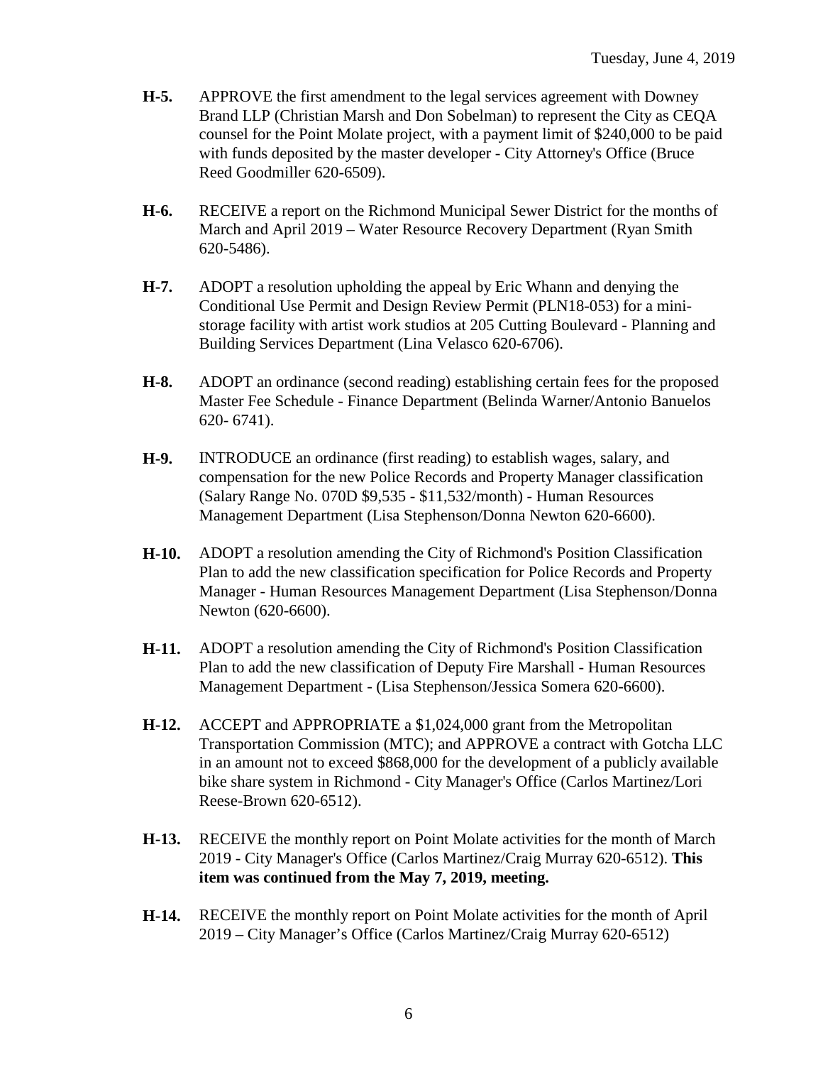**H-5.** APPROVE the first amendment to the legal services agreement with Downey Brand LLP (Christian Marsh and Don Sobelman) to represent the City as CEQA counsel for the Point Molate project, with a payment limit of $240,000 to be paid with funds deposited by the master developer - City Attorney's Office (Bruce Reed Goodmiller 620-6509).

**H-6.** RECEIVE a report on the Richmond Municipal Sewer District for the months of March and April 2019 – Water Resource Recovery Department (Ryan Smith 620-5486).

**H-7.** ADOPT a resolution upholding the appeal by Eric Whann and denying the Conditional Use Permit and Design Review Permit (PLN18-053) for a mini-storage facility with artist work studios at 205 Cutting Boulevard - Planning and Building Services Department (Lina Velasco 620-6706).

**H-8.** ADOPT an ordinance (second reading) establishing certain fees for the proposed Master Fee Schedule - Finance Department (Belinda Warner/Antonio Banuelos 620- 6741).

**H-9.** INTRODUCE an ordinance (first reading) to establish wages, salary, and compensation for the new Police Records and Property Manager classification (Salary Range No. 070D $9,535 - $11,532/month) - Human Resources Management Department (Lisa Stephenson/Donna Newton 620-6600).

**H-10.** ADOPT a resolution amending the City of Richmond's Position Classification Plan to add the new classification specification for Police Records and Property Manager - Human Resources Management Department (Lisa Stephenson/Donna Newton (620-6600).

**H-11.** ADOPT a resolution amending the City of Richmond's Position Classification Plan to add the new classification of Deputy Fire Marshall - Human Resources Management Department - (Lisa Stephenson/Jessica Somera 620-6600).

**H-12.** ACCEPT and APPROPRIATE a $1,024,000 grant from the Metropolitan Transportation Commission (MTC); and APPROVE a contract with Gotcha LLC in an amount not to exceed $868,000 for the development of a publicly available bike share system in Richmond - City Manager's Office (Carlos Martinez/Lori Reese-Brown 620-6512).

**H-13.** RECEIVE the monthly report on Point Molate activities for the month of March 2019 - City Manager's Office (Carlos Martinez/Craig Murray 620-6512). **This item was continued from the May 7, 2019, meeting.**

**H-14.** RECEIVE the monthly report on Point Molate activities for the month of April 2019 – City Manager's Office (Carlos Martinez/Craig Murray 620-6512)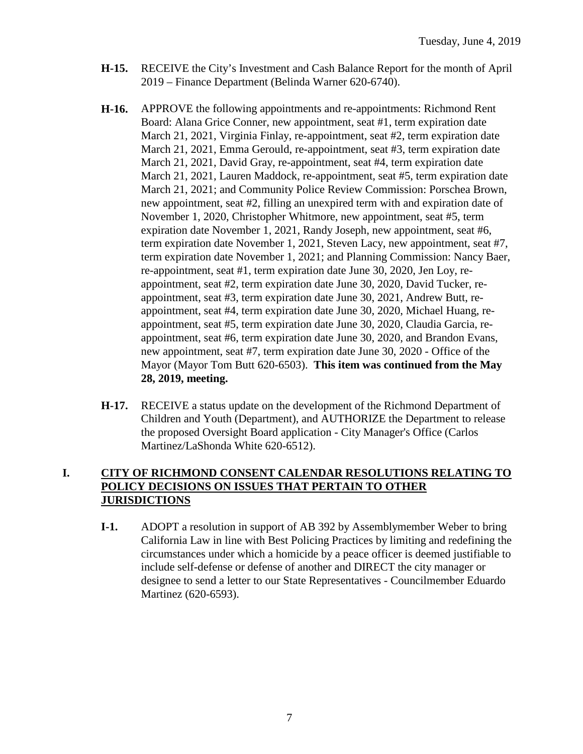**H-15.** RECEIVE the City's Investment and Cash Balance Report for the month of April 2019 – Finance Department (Belinda Warner 620-6740).

**H-16.** APPROVE the following appointments and re-appointments: Richmond Rent Board: Alana Grice Conner, new appointment, seat #1, term expiration date March 21, 2021, Virginia Finlay, re-appointment, seat #2, term expiration date March 21, 2021, Emma Gerould, re-appointment, seat #3, term expiration date March 21, 2021, David Gray, re-appointment, seat #4, term expiration date March 21, 2021, Lauren Maddock, re-appointment, seat #5, term expiration date March 21, 2021; and Community Police Review Commission: Porschea Brown, new appointment, seat #2, filling an unexpired term with and expiration date of November 1, 2020, Christopher Whitmore, new appointment, seat #5, term expiration date November 1, 2021, Randy Joseph, new appointment, seat #6, term expiration date November 1, 2021, Steven Lacy, new appointment, seat #7, term expiration date November 1, 2021; and Planning Commission: Nancy Baer, re-appointment, seat #1, term expiration date June 30, 2020, Jen Loy, re-appointment, seat #2, term expiration date June 30, 2020, David Tucker, re-appointment, seat #3, term expiration date June 30, 2021, Andrew Butt, re-appointment, seat #4, term expiration date June 30, 2020, Michael Huang, re-appointment, seat #5, term expiration date June 30, 2020, Claudia Garcia, re-appointment, seat #6, term expiration date June 30, 2020, and Brandon Evans, new appointment, seat #7, term expiration date June 30, 2020 - Office of the Mayor (Mayor Tom Butt 620-6503). **This item was continued from the May 28, 2019, meeting.**

**H-17.** RECEIVE a status update on the development of the Richmond Department of Children and Youth (Department), and AUTHORIZE the Department to release the proposed Oversight Board application - City Manager's Office (Carlos Martinez/LaShonda White 620-6512).

## I. CITY OF RICHMOND CONSENT CALENDAR RESOLUTIONS RELATING TO POLICY DECISIONS ON ISSUES THAT PERTAIN TO OTHER JURISDICTIONS

**I-1.** ADOPT a resolution in support of AB 392 by Assemblymember Weber to bring California Law in line with Best Policing Practices by limiting and redefining the circumstances under which a homicide by a peace officer is deemed justifiable to include self-defense or defense of another and DIRECT the city manager or designee to send a letter to our State Representatives - Councilmember Eduardo Martinez (620-6593).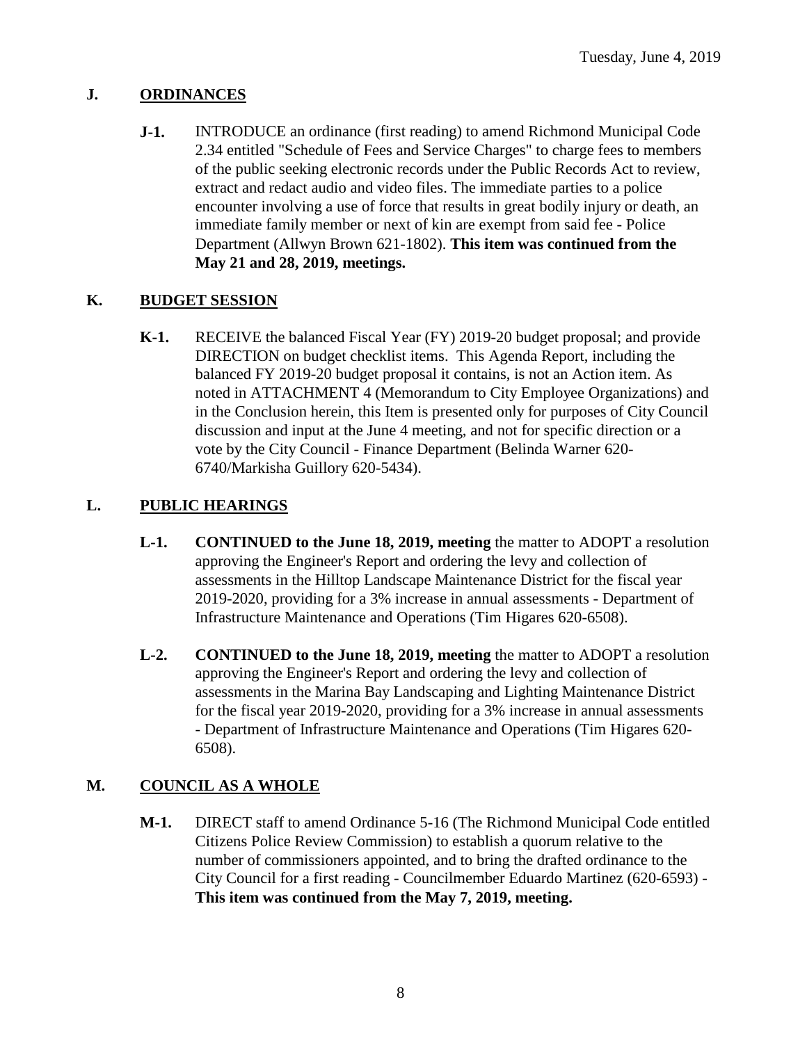Tuesday, June 4, 2019

## J. ORDINANCES

**J-1.** INTRODUCE an ordinance (first reading) to amend Richmond Municipal Code 2.34 entitled "Schedule of Fees and Service Charges" to charge fees to members of the public seeking electronic records under the Public Records Act to review, extract and redact audio and video files. The immediate parties to a police encounter involving a use of force that results in great bodily injury or death, an immediate family member or next of kin are exempt from said fee - Police Department (Allwyn Brown 621-1802). **This item was continued from the May 21 and 28, 2019, meetings.**

## K. BUDGET SESSION

**K-1.** RECEIVE the balanced Fiscal Year (FY) 2019-20 budget proposal; and provide DIRECTION on budget checklist items. This Agenda Report, including the balanced FY 2019-20 budget proposal it contains, is not an Action item. As noted in ATTACHMENT 4 (Memorandum to City Employee Organizations) and in the Conclusion herein, this Item is presented only for purposes of City Council discussion and input at the June 4 meeting, and not for specific direction or a vote by the City Council - Finance Department (Belinda Warner 620-6740/Markisha Guillory 620-5434).

## L. PUBLIC HEARINGS

**L-1.** **CONTINUED to the June 18, 2019, meeting** the matter to ADOPT a resolution approving the Engineer's Report and ordering the levy and collection of assessments in the Hilltop Landscape Maintenance District for the fiscal year 2019-2020, providing for a 3% increase in annual assessments - Department of Infrastructure Maintenance and Operations (Tim Higares 620-6508).

**L-2.** **CONTINUED to the June 18, 2019, meeting** the matter to ADOPT a resolution approving the Engineer's Report and ordering the levy and collection of assessments in the Marina Bay Landscaping and Lighting Maintenance District for the fiscal year 2019-2020, providing for a 3% increase in annual assessments - Department of Infrastructure Maintenance and Operations (Tim Higares 620-6508).

## M. COUNCIL AS A WHOLE

**M-1.** DIRECT staff to amend Ordinance 5-16 (The Richmond Municipal Code entitled Citizens Police Review Commission) to establish a quorum relative to the number of commissioners appointed, and to bring the drafted ordinance to the City Council for a first reading - Councilmember Eduardo Martinez (620-6593) - **This item was continued from the May 7, 2019, meeting.**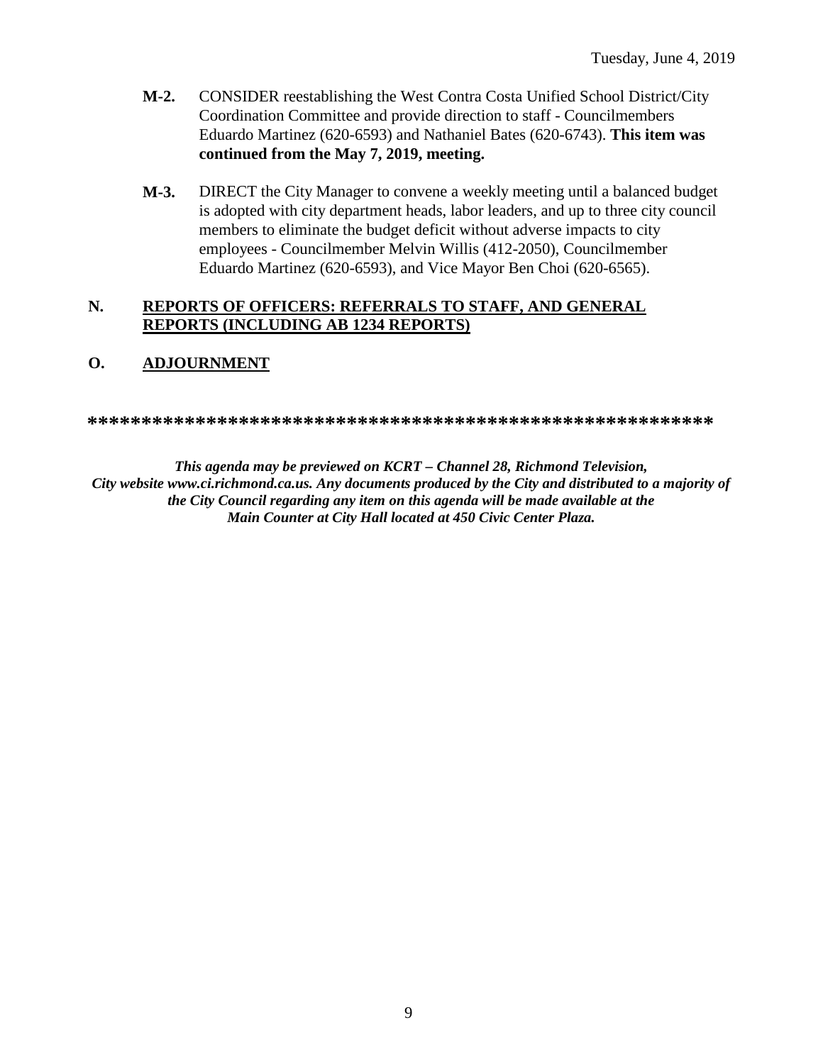**M-2.** CONSIDER reestablishing the West Contra Costa Unified School District/City Coordination Committee and provide direction to staff - Councilmembers Eduardo Martinez (620-6593) and Nathaniel Bates (620-6743). **This item was continued from the May 7, 2019, meeting.**

**M-3.** DIRECT the City Manager to convene a weekly meeting until a balanced budget is adopted with city department heads, labor leaders, and up to three city council members to eliminate the budget deficit without adverse impacts to city employees - Councilmember Melvin Willis (412-2050), Councilmember Eduardo Martinez (620-6593), and Vice Mayor Ben Choi (620-6565).

## N. REPORTS OF OFFICERS: REFERRALS TO STAFF, AND GENERAL REPORTS (INCLUDING AB 1234 REPORTS)

## O. ADJOURNMENT

**\*\*\*\*\*\*\*\*\*\*\*\*\*\*\*\*\*\*\*\*\*\*\*\*\*\*\*\*\*\*\*\*\*\*\*\*\*\*\*\*\*\*\*\*\*\*\*\*\*\*\*\*\*\*\*\*\*\***

***This agenda may be previewed on KCRT – Channel 28, Richmond Television, City website www.ci.richmond.ca.us. Any documents produced by the City and distributed to a majority of the City Council regarding any item on this agenda will be made available at the Main Counter at City Hall located at 450 Civic Center Plaza.***